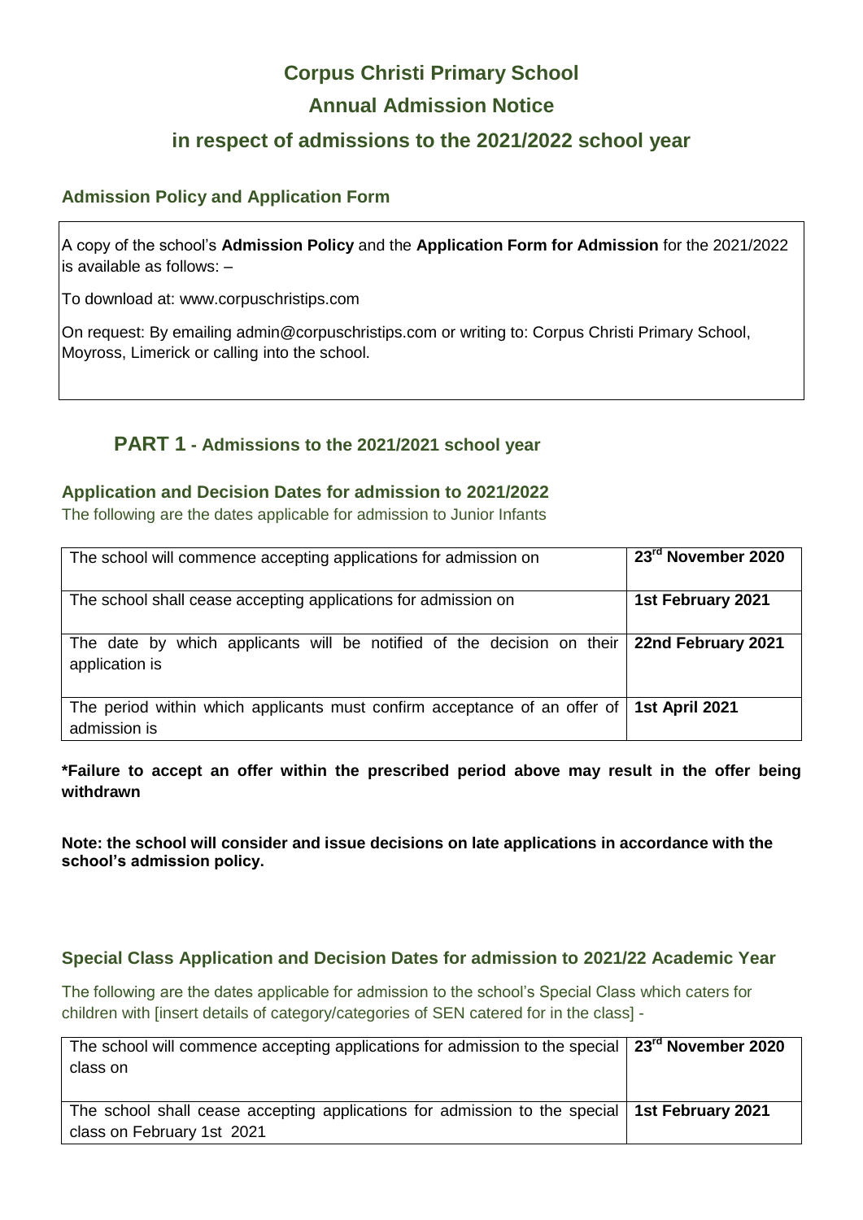# Corpus Christi Primary School

# Annual Admission Notice

## in respect of admissions to the 2021/2022 school year

### Admission Policy and Application Form

A copy of the school's **Admission Policy** and the **Application Form for Admission** for the 2021/2022 is available as follows: –

To download at: www.corpuschristips.com

On request: By emailing admin@corpuschristips.com or writing to: Corpus Christi Primary School, Moyross, Limerick or calling into the school.

## PART 1 - Admissions to the 2021/2021 school year

### Application and Decision Dates for admission to 2021/2022

The following are the dates applicable for admission to Junior Infants

| | |
|---|---|
| The school will commence accepting applications for admission on | **23rd November 2020** |
| The school shall cease accepting applications for admission on | **1st February 2021** |
| The date by which applicants will be notified of the decision on their application is | **22nd February 2021** |
| The period within which applicants must confirm acceptance of an offer of admission is | **1st April 2021** |

**\*Failure to accept an offer within the prescribed period above may result in the offer being withdrawn**

**Note: the school will consider and issue decisions on late applications in accordance with the school's admission policy.**

### Special Class Application and Decision Dates for admission to 2021/22 Academic Year

The following are the dates applicable for admission to the school's Special Class which caters for children with [insert details of category/categories of SEN catered for in the class] -

| | |
|---|---|
| The school will commence accepting applications for admission to the special class on | **23rd November 2020** |
| The school shall cease accepting applications for admission to the special class on February 1st 2021 | **1st February 2021** |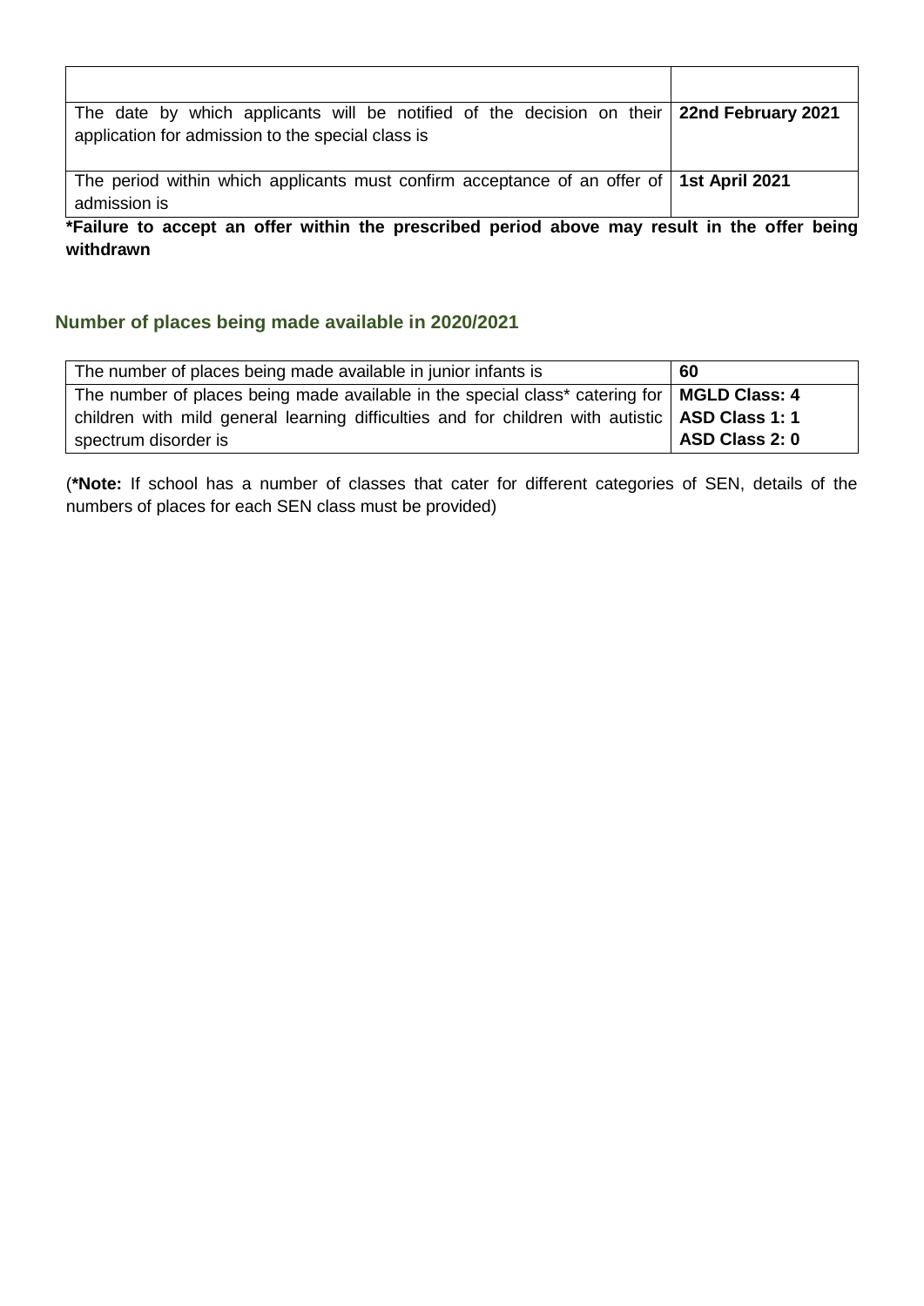| | |
|---|---|
| The date by which applicants will be notified of the decision on their application for admission to the special class is | **22nd February 2021** |
| The period within which applicants must confirm acceptance of an offer of admission is | **1st April 2021** |

***Failure to accept an offer within the prescribed period above may result in the offer being withdrawn**

## Number of places being made available in 2020/2021

| | |
|---|---|
| The number of places being made available in junior infants is | **60** |
| The number of places being made available in the special class* catering for children with mild general learning difficulties and for children with autistic spectrum disorder is | **MGLD Class: 4**<br>**ASD Class 1: 1**<br>**ASD Class 2: 0** |

(***Note:** If school has a number of classes that cater for different categories of SEN, details of the numbers of places for each SEN class must be provided)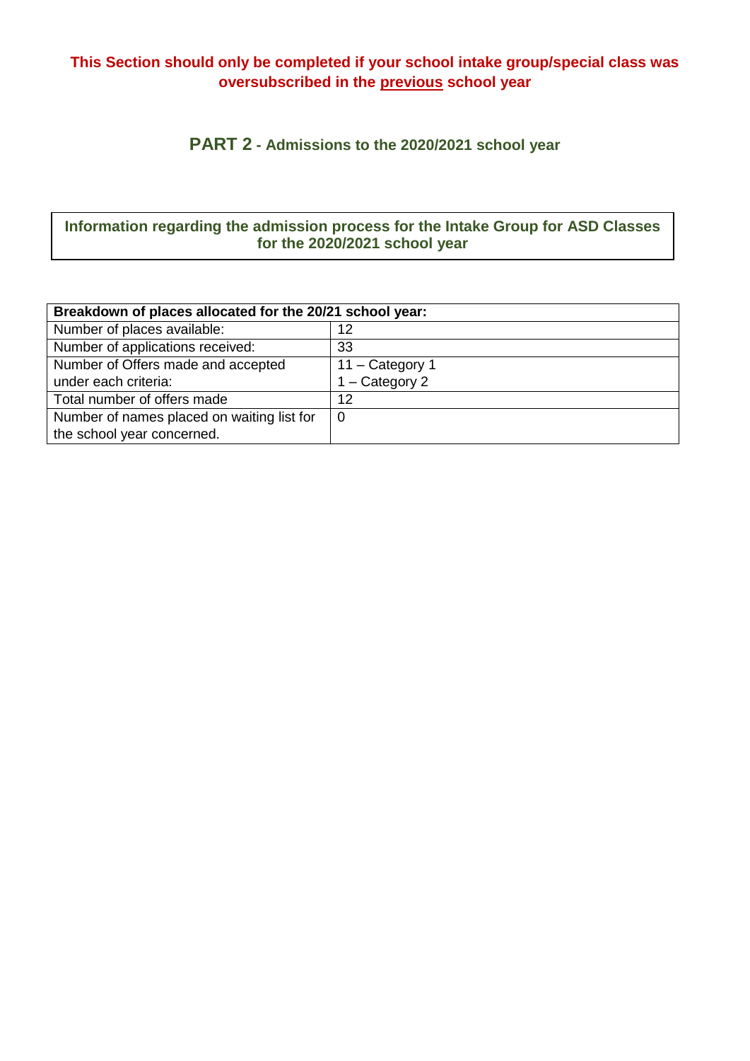**This Section should only be completed if your school intake group/special class was oversubscribed in the previous school year**

## PART 2 - Admissions to the 2020/2021 school year

### Information regarding the admission process for the Intake Group for ASD Classes for the 2020/2021 school year

| Breakdown of places allocated for the 20/21 school year: | |
|---|---|
| Number of places available: | 12 |
| Number of applications received: | 33 |
| Number of Offers made and accepted under each criteria: | 11 – Category 1<br>1 – Category 2 |
| Total number of offers made | 12 |
| Number of names placed on waiting list for the school year concerned. | 0 |